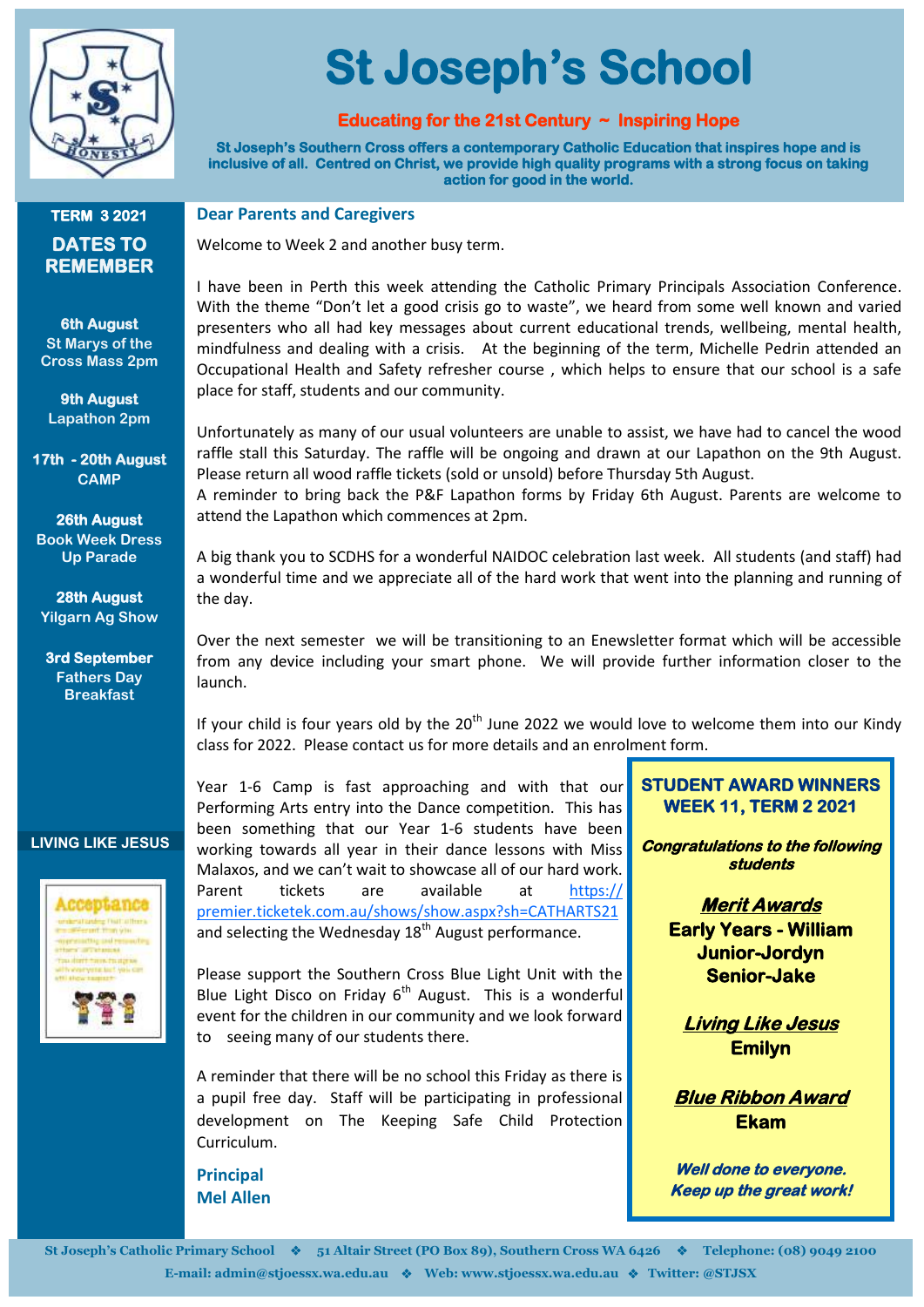# St Joseph's School

**Educating for the 21st Century ~ Inspiring Hope**

**St Joseph's Southern Cross offers a contemporary Catholic Education that inspires hope and is inclusive of all. Centred on Christ, we provide high quality programs with a strong focus on taking action for good in the world.**

## TERM 3 2021

## DATES TO REMEMBER

**6th August**
St Marys of the Cross Mass 2pm

**9th August**
Lapathon 2pm

**17th - 20th August**
CAMP

**26th August**
Book Week Dress Up Parade

**28th August**
Yilgarn Ag Show

**3rd September**
Fathers Day Breakfast

## LIVING LIKE JESUS

**Acceptance**
understanding that others are different from you
appreciating and respecting others' differences
"you don't have to agree with everyone but you can still show respect"

## Dear Parents and Caregivers

Welcome to Week 2 and another busy term.

I have been in Perth this week attending the Catholic Primary Principals Association Conference. With the theme "Don't let a good crisis go to waste", we heard from some well known and varied presenters who all had key messages about current educational trends, wellbeing, mental health, mindfulness and dealing with a crisis. At the beginning of the term, Michelle Pedrin attended an Occupational Health and Safety refresher course , which helps to ensure that our school is a safe place for staff, students and our community.

Unfortunately as many of our usual volunteers are unable to assist, we have had to cancel the wood raffle stall this Saturday. The raffle will be ongoing and drawn at our Lapathon on the 9th August. Please return all wood raffle tickets (sold or unsold) before Thursday 5th August.
A reminder to bring back the P&F Lapathon forms by Friday 6th August. Parents are welcome to attend the Lapathon which commences at 2pm.

A big thank you to SCDHS for a wonderful NAIDOC celebration last week. All students (and staff) had a wonderful time and we appreciate all of the hard work that went into the planning and running of the day.

Over the next semester we will be transitioning to an Enewsletter format which will be accessible from any device including your smart phone. We will provide further information closer to the launch.

If your child is four years old by the 20th June 2022 we would love to welcome them into our Kindy class for 2022. Please contact us for more details and an enrolment form.

Year 1-6 Camp is fast approaching and with that our Performing Arts entry into the Dance competition. This has been something that our Year 1-6 students have been working towards all year in their dance lessons with Miss Malaxos, and we can't wait to showcase all of our hard work. Parent tickets are available at https://premier.ticketek.com.au/shows/show.aspx?sh=CATHARTS21 and selecting the Wednesday 18th August performance.

Please support the Southern Cross Blue Light Unit with the Blue Light Disco on Friday 6th August. This is a wonderful event for the children in our community and we look forward to seeing many of our students there.

A reminder that there will be no school this Friday as there is a pupil free day. Staff will be participating in professional development on The Keeping Safe Child Protection Curriculum.

**Principal**
**Mel Allen**

## STUDENT AWARD WINNERS WEEK 11, TERM 2 2021

***Congratulations to the following students***

***Merit Awards***
**Early Years - William**
**Junior-Jordyn**
**Senior-Jake**

***Living Like Jesus***
**Emilyn**

***Blue Ribbon Award***
**Ekam**

***Well done to everyone. Keep up the great work!***

St Joseph's Catholic Primary School ❖ 51 Altair Street (PO Box 89), Southern Cross WA 6426 ❖ Telephone: (08) 9049 2100
E-mail: admin@stjoessx.wa.edu.au ❖ Web: www.stjoessx.wa.edu.au ❖ Twitter: @STJSX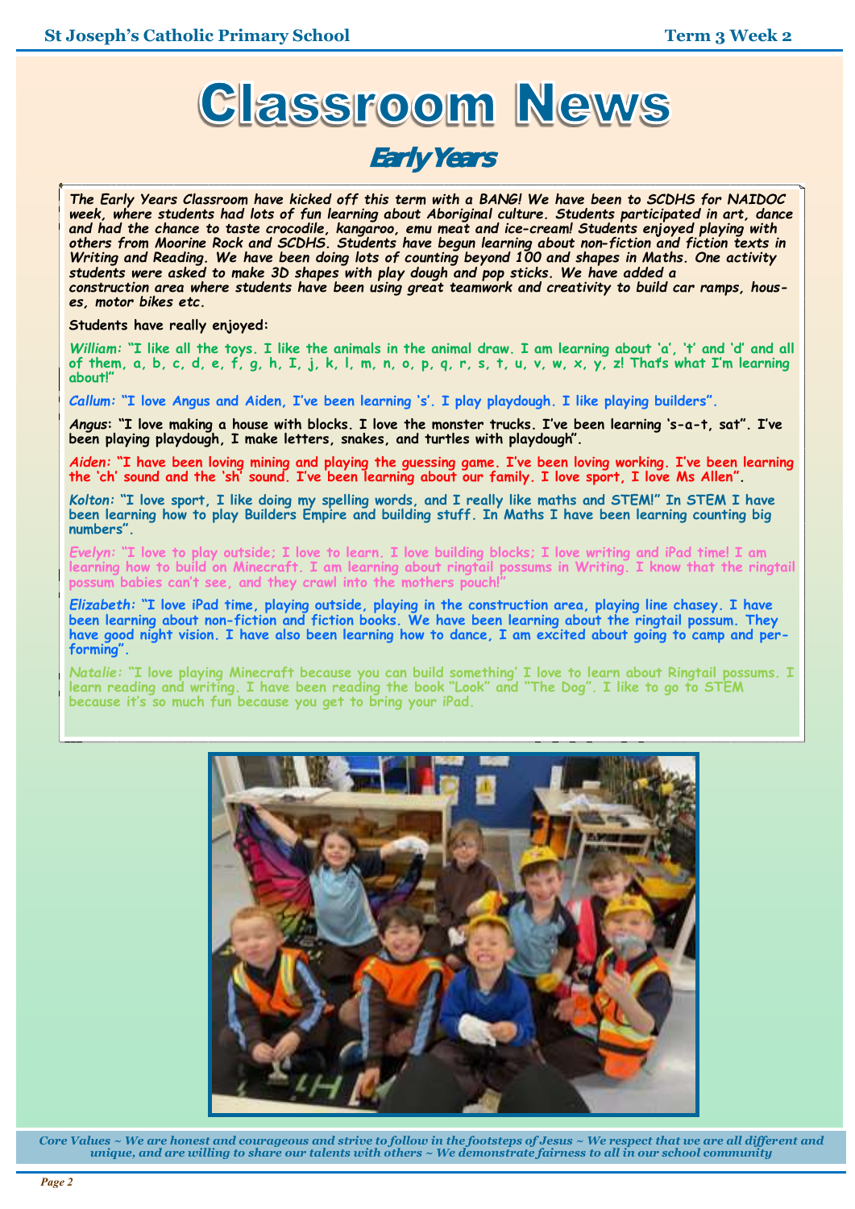# Classroom News

## Early Years

*The Early Years Classroom have kicked off this term with a BANG! We have been to SCDHS for NAIDOC week, where students had lots of fun learning about Aboriginal culture. Students participated in art, dance and had the chance to taste crocodile, kangaroo, emu meat and ice-cream! Students enjoyed playing with others from Moorine Rock and SCDHS. Students have begun learning about non-fiction and fiction texts in Writing and Reading. We have been doing lots of counting beyond 100 and shapes in Maths. One activity students were asked to make 3D shapes with play dough and pop sticks. We have added a construction area where students have been using great teamwork and creativity to build car ramps, houses, motor bikes etc.*

**Students have really enjoyed:**

***William:*** **"I like all the toys. I like the animals in the animal draw. I am learning about 'a', 't' and 'd' and all of them, a, b, c, d, e, f, g, h, I, j, k, l, m, n, o, p, q, r, s, t, u, v, w, x, y, z! That's what I'm learning about!"**

***Callum:*** **"I love Angus and Aiden, I've been learning 's'. I play playdough. I like playing builders".**

***Angus*****: "I love making a house with blocks. I love the monster trucks. I've been learning 's-a-t, sat". I've been playing playdough, I make letters, snakes, and turtles with playdough".**

***Aiden:*** **"I have been loving mining and playing the guessing game. I've been loving working. I've been learning the 'ch' sound and the 'sh' sound. I've been learning about our family. I love sport, I love Ms Allen".**

***Kolton:*** **"I love sport, I like doing my spelling words, and I really like maths and STEM!" In STEM I have been learning how to play Builders Empire and building stuff. In Maths I have been learning counting big numbers".**

***Evelyn:*** **"I love to play outside; I love to learn. I love building blocks; I love writing and iPad time! I am learning how to build on Minecraft. I am learning about ringtail possums in Writing. I know that the ringtail possum babies can't see, and they crawl into the mothers pouch!"**

***Elizabeth:*** **"I love iPad time, playing outside, playing in the construction area, playing line chasey. I have been learning about non-fiction and fiction books. We have been learning about the ringtail possum. They have good night vision. I have also been learning how to dance, I am excited about going to camp and performing".**

***Natalie:*** **"I love playing Minecraft because you can build something' I love to learn about Ringtail possums. I learn reading and writing. I have been reading the book "Look" and "The Dog". I like to go to STEM because it's so much fun because you get to bring your iPad.**

*Core Values ~ We are honest and courageous and strive to follow in the footsteps of Jesus ~ We respect that we are all different and unique, and are willing to share our talents with others ~ We demonstrate fairness to all in our school community*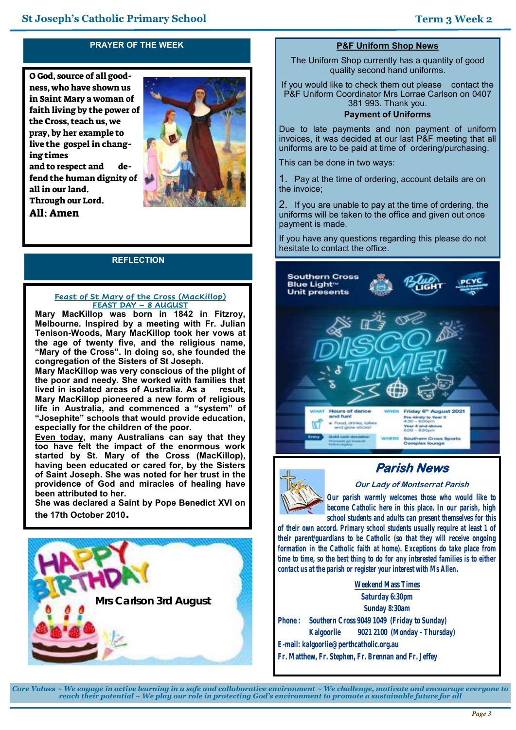## PRAYER OF THE WEEK

**O God, source of all goodness, who have shown us in Saint Mary a woman of faith living by the power of the Cross, teach us, we pray, by her example to live the gospel in changing times and to respect and defend the human dignity of all in our land. Through our Lord.**

**All: Amen**

## REFLECTION

### Feast of St Mary of the Cross (MacKillop)
### FEAST DAY – 8 AUGUST

**Mary MacKillop was born in 1842 in Fitzroy, Melbourne. Inspired by a meeting with Fr. Julian Tenison-Woods, Mary MacKillop took her vows at the age of twenty five, and the religious name, "Mary of the Cross". In doing so, she founded the congregation of the Sisters of St Joseph.**

**Mary MacKillop was very conscious of the plight of the poor and needy. She worked with families that lived in isolated areas of Australia. As a result, Mary MacKillop pioneered a new form of religious life in Australia, and commenced a "system" of "Josephite" schools that would provide education, especially for the children of the poor.**

**Even today, many Australians can say that they too have felt the impact of the enormous work started by St. Mary of the Cross (MacKillop), having been educated or cared for, by the Sisters of Saint Joseph. She was noted for her trust in the providence of God and miracles of healing have been attributed to her.**

**She was declared a Saint by Pope Benedict XVI on the 17th October 2010.**

HAPPY BIRTHDAY

**Mrs Carlson 3rd August**

## P&F Uniform Shop News

The Uniform Shop currently has a quantity of good quality second hand uniforms.

If you would like to check them out please contact the P&F Uniform Coordinator Mrs Lorrae Carlson on 0407 381 993. Thank you.

### Payment of Uniforms

Due to late payments and non payment of uniform invoices, it was decided at our last P&F meeting that all uniforms are to be paid at time of ordering/purchasing.

This can be done in two ways:

1. Pay at the time of ordering, account details are on the invoice;
2. If you are unable to pay at the time of ordering, the uniforms will be taken to the office and given out once payment is made.

If you have any questions regarding this please do not hesitate to contact the office.

Southern Cross Blue Light™ Unit presents

DISCO TIME!

| | | | |
|---|---|---|---|
| WHAT | Hours of dance and fun! • Food, drinks, lollies and glow sticks! | WHEN | Friday 6th August 2021 Pre-kindy to Year 3 4.30 – 6.00pm Year 4 and above 6.00 – 8.00pm |
| Entry | Gold coin donation | WHERE | Southern Cross Sports Complex lounge |

## *Parish News*

*Our Lady of Montserrat Parish*

Our parish warmly welcomes those who would like to become Catholic here in this place. In our parish, high school students and adults can present themselves for this of their own accord. Primary school students usually require at least 1 of their parent/guardians to be Catholic (so that they will receive ongoing formation in the Catholic faith at home). Exceptions do take place from time to time, so the best thing to do for any interested families is to either contact us at the parish or register your interest with Ms Allen.

**Weekend Mass Times**
Saturday 6:30pm
Sunday 8:30am

Phone: Southern Cross 9049 1049 (Friday to Sunday)
Kalgoorlie 9021 2100 (Monday - Thursday)

E-mail: kalgoorlie@perthcatholic.org.au

Fr. Matthew, Fr. Stephen, Fr. Brennan and Fr. Jeffey

*Core Values ~ We engage in active learning in a safe and collaborative environment ~ We challenge, motivate and encourage everyone to reach their potential ~ We play our role in protecting God's environment to promote a sustainable future for all*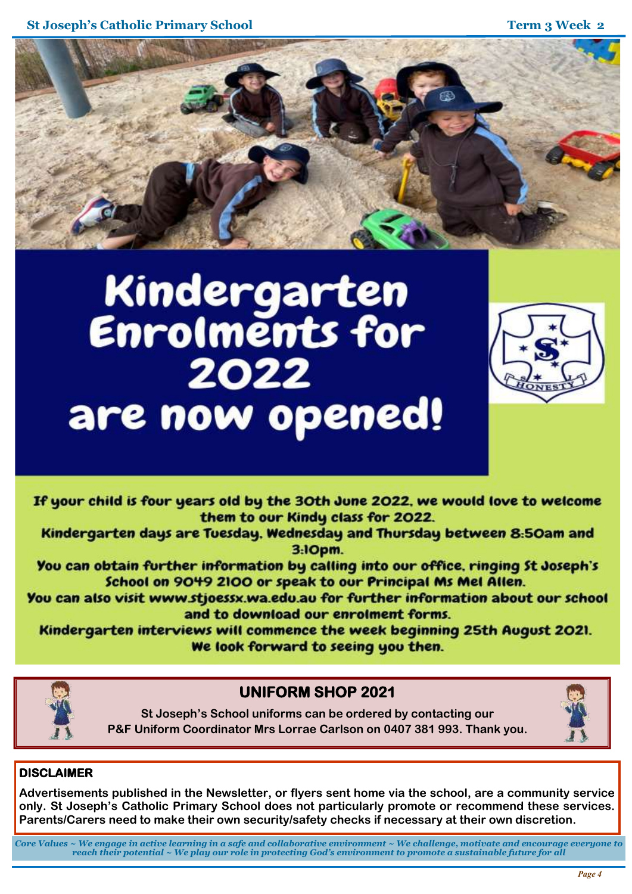# Kindergarten Enrolments for 2022 are now opened!

If your child is four years old by the 30th June 2022, we would love to welcome them to our Kindy class for 2022.

Kindergarten days are Tuesday, Wednesday and Thursday between 8:50am and 3:10pm.

You can obtain further information by calling into our office, ringing St Joseph's School on 9049 2100 or speak to our Principal Ms Mel Allen.

You can also visit www.stjoessx.wa.edu.au for further information about our school and to download our enrolment forms.

Kindergarten interviews will commence the week beginning 25th August 2021.

We look forward to seeing you then.

## UNIFORM SHOP 2021

**St Joseph's School uniforms can be ordered by contacting our P&F Uniform Coordinator Mrs Lorrae Carlson on 0407 381 993. Thank you.**

## DISCLAIMER

**Advertisements published in the Newsletter, or flyers sent home via the school, are a community service only. St Joseph's Catholic Primary School does not particularly promote or recommend these services. Parents/Carers need to make their own security/safety checks if necessary at their own discretion.**

*Core Values ~ We engage in active learning in a safe and collaborative environment ~ We challenge, motivate and encourage everyone to reach their potential ~ We play our role in protecting God's environment to promote a sustainable future for all*